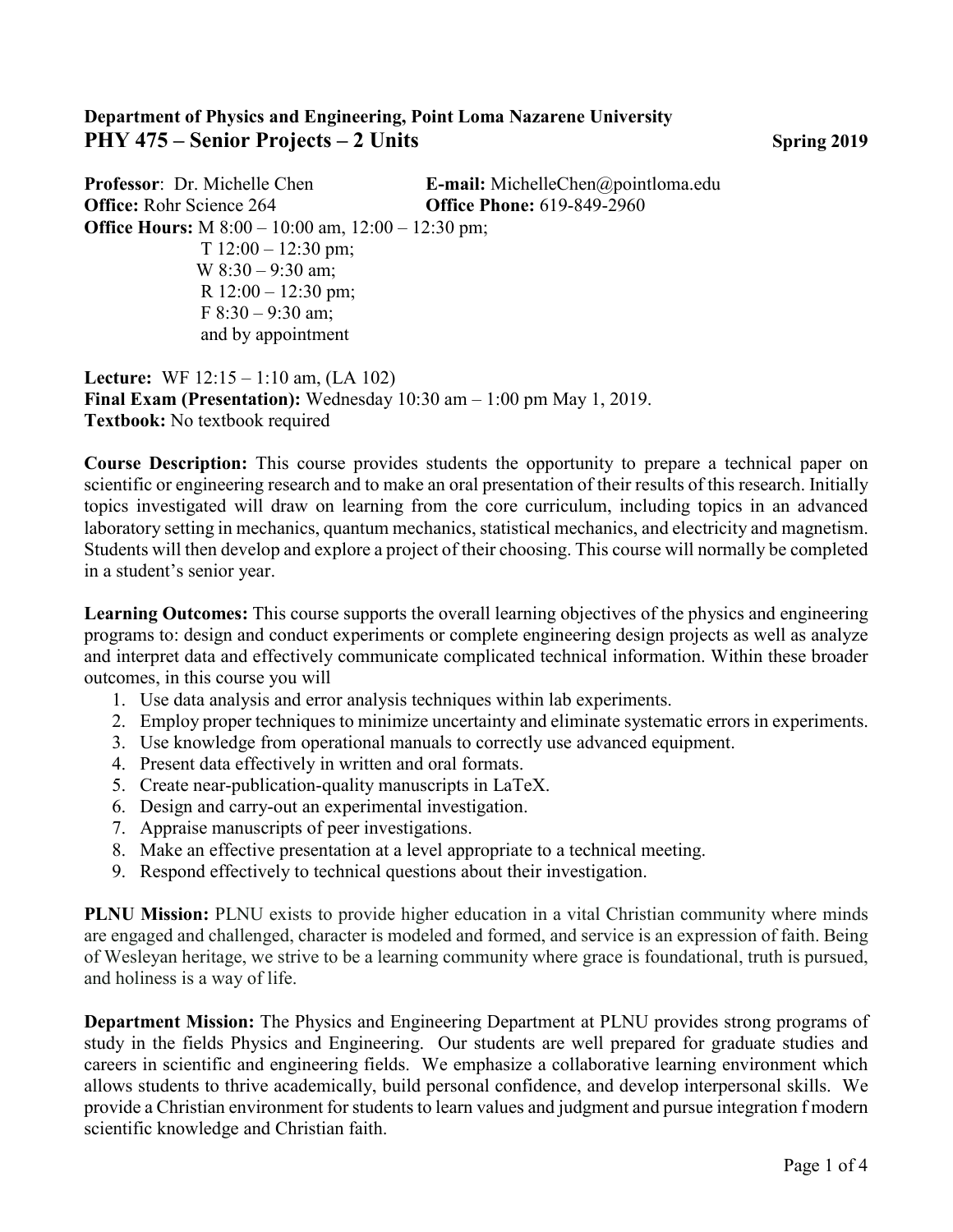**Department of Physics and Engineering, Point Loma Nazarene University**

# PHY 475 – Senior Projects – 2 Units

**Spring 2019**

**Professor**: Dr. Michelle Chen
**E-mail:** MichelleChen@pointloma.edu
**Office:** Rohr Science 264
**Office Phone:** 619-849-2960
**Office Hours:** M 8:00 – 10:00 am, 12:00 – 12:30 pm;
T 12:00 – 12:30 pm;
W 8:30 – 9:30 am;
R 12:00 – 12:30 pm;
F 8:30 – 9:30 am;
and by appointment

**Lecture:** WF 12:15 – 1:10 am, (LA 102)
**Final Exam (Presentation):** Wednesday 10:30 am – 1:00 pm May 1, 2019.
**Textbook:** No textbook required

**Course Description:** This course provides students the opportunity to prepare a technical paper on scientific or engineering research and to make an oral presentation of their results of this research. Initially topics investigated will draw on learning from the core curriculum, including topics in an advanced laboratory setting in mechanics, quantum mechanics, statistical mechanics, and electricity and magnetism. Students will then develop and explore a project of their choosing. This course will normally be completed in a student's senior year.

**Learning Outcomes:** This course supports the overall learning objectives of the physics and engineering programs to: design and conduct experiments or complete engineering design projects as well as analyze and interpret data and effectively communicate complicated technical information. Within these broader outcomes, in this course you will

1. Use data analysis and error analysis techniques within lab experiments.
2. Employ proper techniques to minimize uncertainty and eliminate systematic errors in experiments.
3. Use knowledge from operational manuals to correctly use advanced equipment.
4. Present data effectively in written and oral formats.
5. Create near-publication-quality manuscripts in LaTeX.
6. Design and carry-out an experimental investigation.
7. Appraise manuscripts of peer investigations.
8. Make an effective presentation at a level appropriate to a technical meeting.
9. Respond effectively to technical questions about their investigation.

**PLNU Mission:** PLNU exists to provide higher education in a vital Christian community where minds are engaged and challenged, character is modeled and formed, and service is an expression of faith. Being of Wesleyan heritage, we strive to be a learning community where grace is foundational, truth is pursued, and holiness is a way of life.

**Department Mission:** The Physics and Engineering Department at PLNU provides strong programs of study in the fields Physics and Engineering. Our students are well prepared for graduate studies and careers in scientific and engineering fields. We emphasize a collaborative learning environment which allows students to thrive academically, build personal confidence, and develop interpersonal skills. We provide a Christian environment for students to learn values and judgment and pursue integration f modern scientific knowledge and Christian faith.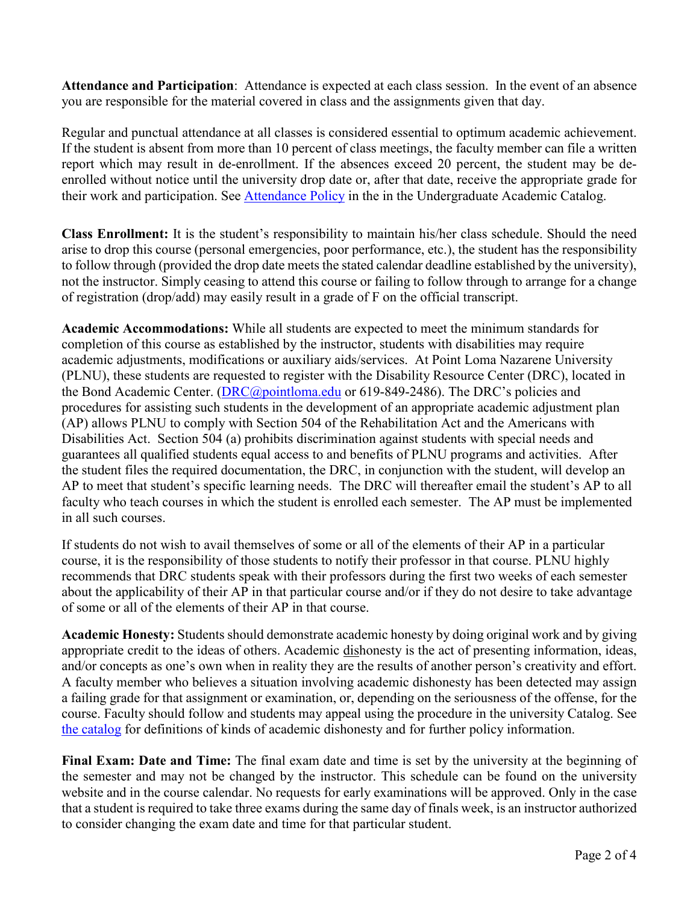**Attendance and Participation**: Attendance is expected at each class session. In the event of an absence you are responsible for the material covered in class and the assignments given that day.

Regular and punctual attendance at all classes is considered essential to optimum academic achievement. If the student is absent from more than 10 percent of class meetings, the faculty member can file a written report which may result in de-enrollment. If the absences exceed 20 percent, the student may be de-enrolled without notice until the university drop date or, after that date, receive the appropriate grade for their work and participation. See [Attendance Policy]() in the in the Undergraduate Academic Catalog.

**Class Enrollment:** It is the student's responsibility to maintain his/her class schedule. Should the need arise to drop this course (personal emergencies, poor performance, etc.), the student has the responsibility to follow through (provided the drop date meets the stated calendar deadline established by the university), not the instructor. Simply ceasing to attend this course or failing to follow through to arrange for a change of registration (drop/add) may easily result in a grade of F on the official transcript.

**Academic Accommodations:** While all students are expected to meet the minimum standards for completion of this course as established by the instructor, students with disabilities may require academic adjustments, modifications or auxiliary aids/services. At Point Loma Nazarene University (PLNU), these students are requested to register with the Disability Resource Center (DRC), located in the Bond Academic Center. ([DRC@pointloma.edu](mailto:DRC@pointloma.edu) or 619-849-2486). The DRC's policies and procedures for assisting such students in the development of an appropriate academic adjustment plan (AP) allows PLNU to comply with Section 504 of the Rehabilitation Act and the Americans with Disabilities Act. Section 504 (a) prohibits discrimination against students with special needs and guarantees all qualified students equal access to and benefits of PLNU programs and activities. After the student files the required documentation, the DRC, in conjunction with the student, will develop an AP to meet that student's specific learning needs. The DRC will thereafter email the student's AP to all faculty who teach courses in which the student is enrolled each semester. The AP must be implemented in all such courses.

If students do not wish to avail themselves of some or all of the elements of their AP in a particular course, it is the responsibility of those students to notify their professor in that course. PLNU highly recommends that DRC students speak with their professors during the first two weeks of each semester about the applicability of their AP in that particular course and/or if they do not desire to take advantage of some or all of the elements of their AP in that course.

**Academic Honesty:** Students should demonstrate academic honesty by doing original work and by giving appropriate credit to the ideas of others. Academic <u>dis</u>honesty is the act of presenting information, ideas, and/or concepts as one's own when in reality they are the results of another person's creativity and effort. A faculty member who believes a situation involving academic dishonesty has been detected may assign a failing grade for that assignment or examination, or, depending on the seriousness of the offense, for the course. Faculty should follow and students may appeal using the procedure in the university Catalog. See [the catalog]() for definitions of kinds of academic dishonesty and for further policy information.

**Final Exam: Date and Time:** The final exam date and time is set by the university at the beginning of the semester and may not be changed by the instructor. This schedule can be found on the university website and in the course calendar. No requests for early examinations will be approved. Only in the case that a student is required to take three exams during the same day of finals week, is an instructor authorized to consider changing the exam date and time for that particular student.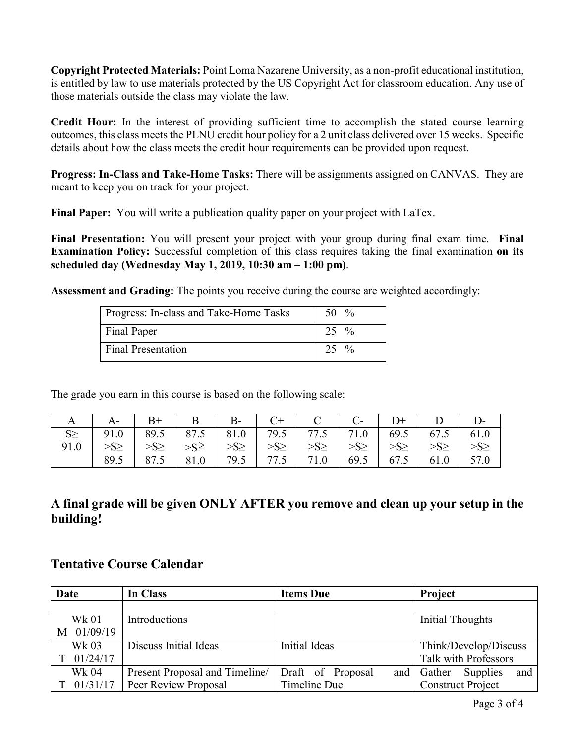**Copyright Protected Materials:** Point Loma Nazarene University, as a non-profit educational institution, is entitled by law to use materials protected by the US Copyright Act for classroom education. Any use of those materials outside the class may violate the law.

**Credit Hour:** In the interest of providing sufficient time to accomplish the stated course learning outcomes, this class meets the PLNU credit hour policy for a 2 unit class delivered over 15 weeks. Specific details about how the class meets the credit hour requirements can be provided upon request.

**Progress: In-Class and Take-Home Tasks:** There will be assignments assigned on CANVAS. They are meant to keep you on track for your project.

**Final Paper:** You will write a publication quality paper on your project with LaTex.

**Final Presentation:** You will present your project with your group during final exam time. **Final Examination Policy:** Successful completion of this class requires taking the final examination **on its scheduled day (Wednesday May 1, 2019, 10:30 am – 1:00 pm)**.

**Assessment and Grading:** The points you receive during the course are weighted accordingly:

| Progress: In-class and Take-Home Tasks | 50 % |
|---|---|
| Final Paper | 25 % |
| Final Presentation | 25 % |

The grade you earn in this course is based on the following scale:

| A | A- | B+ | B | B- | C+ | C | C- | D+ | D | D- |
|---|---|---|---|---|---|---|---|---|---|---|
| S≥ 91.0 | 91.0 >S≥ 89.5 | 89.5 >S≥ 87.5 | 87.5 >S≥ 81.0 | 81.0 >S≥ 79.5 | 79.5 >S≥ 77.5 | 77.5 >S≥ 71.0 | 71.0 >S≥ 69.5 | 69.5 >S≥ 67.5 | 67.5 >S≥ 61.0 | 61.0 >S≥ 57.0 |

## A final grade will be given ONLY AFTER you remove and clean up your setup in the building!

## Tentative Course Calendar

| Date | In Class | Items Due | Project |
|---|---|---|---|
| | | | |
| Wk 01 M 01/09/19 | Introductions | | Initial Thoughts |
| Wk 03 T 01/24/17 | Discuss Initial Ideas | Initial Ideas | Think/Develop/Discuss Talk with Professors |
| Wk 04 T 01/31/17 | Present Proposal and Timeline/ Peer Review Proposal | Draft of Proposal and Timeline Due | Gather Supplies and Construct Project |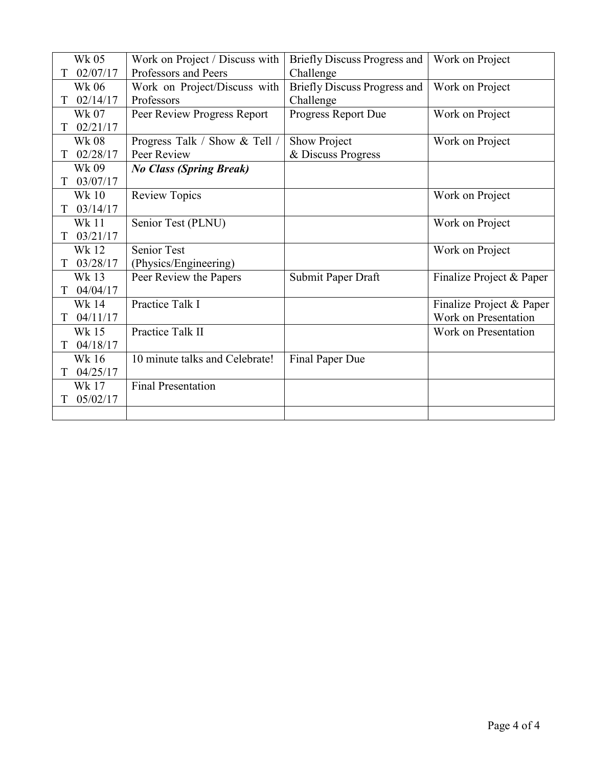| | | | |
|---|---|---|---|
| Wk 05<br>T 02/07/17 | Work on Project / Discuss with Professors and Peers | Briefly Discuss Progress and Challenge | Work on Project |
| Wk 06<br>T 02/14/17 | Work on Project/Discuss with Professors | Briefly Discuss Progress and Challenge | Work on Project |
| Wk 07<br>T 02/21/17 | Peer Review Progress Report | Progress Report Due | Work on Project |
| Wk 08<br>T 02/28/17 | Progress Talk / Show & Tell / Peer Review | Show Project<br>& Discuss Progress | Work on Project |
| Wk 09<br>T 03/07/17 | ***No Class (Spring Break)*** | | |
| Wk 10<br>T 03/14/17 | Review Topics | | Work on Project |
| Wk 11<br>T 03/21/17 | Senior Test (PLNU) | | Work on Project |
| Wk 12<br>T 03/28/17 | Senior Test<br>(Physics/Engineering) | | Work on Project |
| Wk 13<br>T 04/04/17 | Peer Review the Papers | Submit Paper Draft | Finalize Project & Paper |
| Wk 14<br>T 04/11/17 | Practice Talk I | | Finalize Project & Paper<br>Work on Presentation |
| Wk 15<br>T 04/18/17 | Practice Talk II | | Work on Presentation |
| Wk 16<br>T 04/25/17 | 10 minute talks and Celebrate! | Final Paper Due | |
| Wk 17<br>T 05/02/17 | Final Presentation | | |
| | | | |